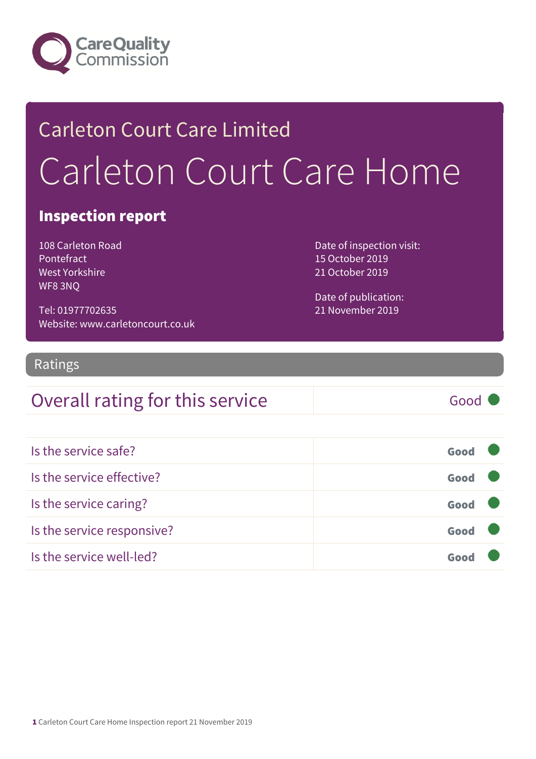Care Quality Commission

# Carleton Court Care Limited

# Carleton Court Care Home

## Inspection report

108 Carleton Road
Pontefract
West Yorkshire
WF8 3NQ

Tel: 01977702635
Website: www.carletoncourt.co.uk

Date of inspection visit:
15 October 2019
21 October 2019

Date of publication:
21 November 2019

## Ratings

| Overall rating for this service | Good |
| --- | --- |

| Is the service safe? | **Good** |
| --- | --- |
| Is the service effective? | **Good** |
| Is the service caring? | **Good** |
| Is the service responsive? | **Good** |
| Is the service well-led? | **Good** |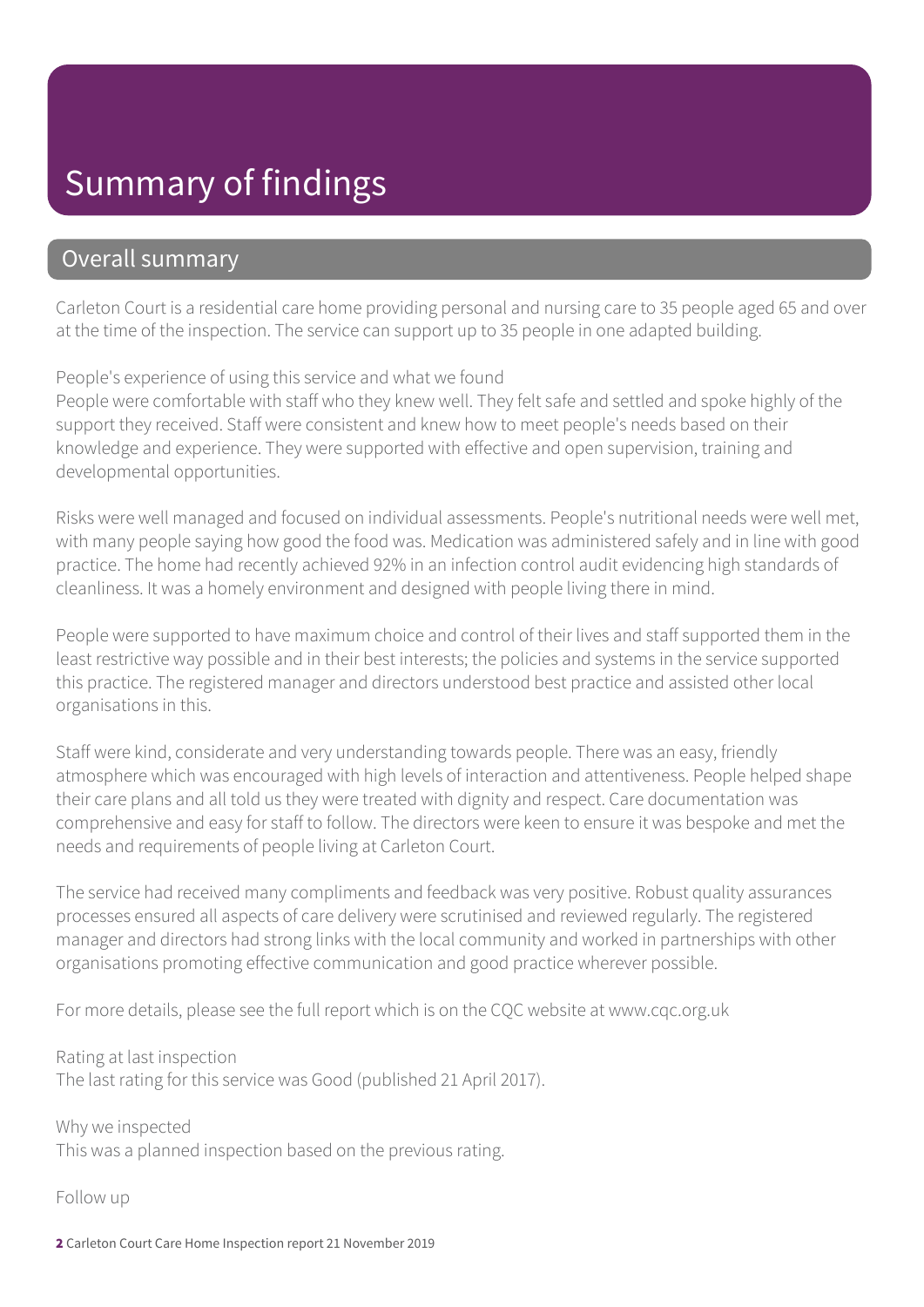# Summary of findings

## Overall summary

Carleton Court is a residential care home providing personal and nursing care to 35 people aged 65 and over at the time of the inspection. The service can support up to 35 people in one adapted building.

People's experience of using this service and what we found
People were comfortable with staff who they knew well. They felt safe and settled and spoke highly of the support they received. Staff were consistent and knew how to meet people's needs based on their knowledge and experience. They were supported with effective and open supervision, training and developmental opportunities.

Risks were well managed and focused on individual assessments. People's nutritional needs were well met, with many people saying how good the food was. Medication was administered safely and in line with good practice. The home had recently achieved 92% in an infection control audit evidencing high standards of cleanliness. It was a homely environment and designed with people living there in mind.

People were supported to have maximum choice and control of their lives and staff supported them in the least restrictive way possible and in their best interests; the policies and systems in the service supported this practice. The registered manager and directors understood best practice and assisted other local organisations in this.

Staff were kind, considerate and very understanding towards people. There was an easy, friendly atmosphere which was encouraged with high levels of interaction and attentiveness. People helped shape their care plans and all told us they were treated with dignity and respect. Care documentation was comprehensive and easy for staff to follow. The directors were keen to ensure it was bespoke and met the needs and requirements of people living at Carleton Court.

The service had received many compliments and feedback was very positive. Robust quality assurances processes ensured all aspects of care delivery were scrutinised and reviewed regularly. The registered manager and directors had strong links with the local community and worked in partnerships with other organisations promoting effective communication and good practice wherever possible.

For more details, please see the full report which is on the CQC website at www.cqc.org.uk

Rating at last inspection
The last rating for this service was Good (published 21 April 2017).

Why we inspected
This was a planned inspection based on the previous rating.

Follow up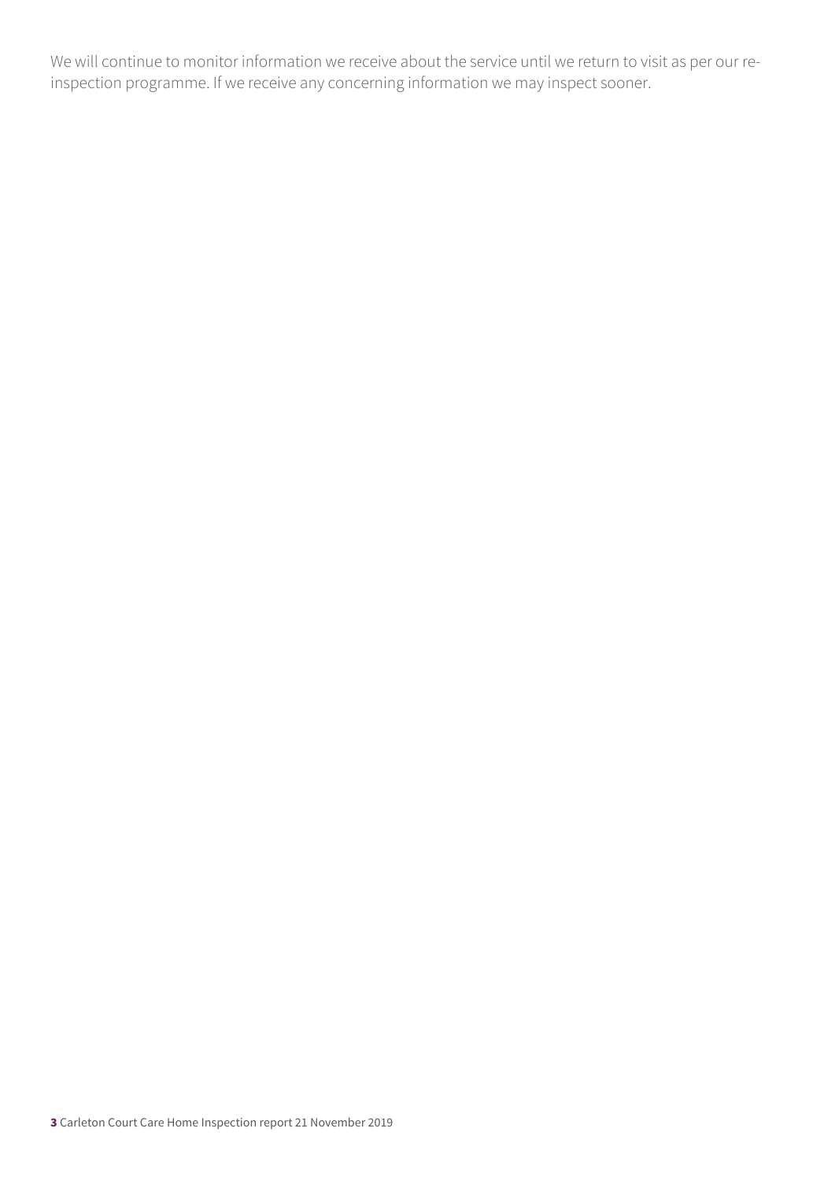We will continue to monitor information we receive about the service until we return to visit as per our re-inspection programme. If we receive any concerning information we may inspect sooner.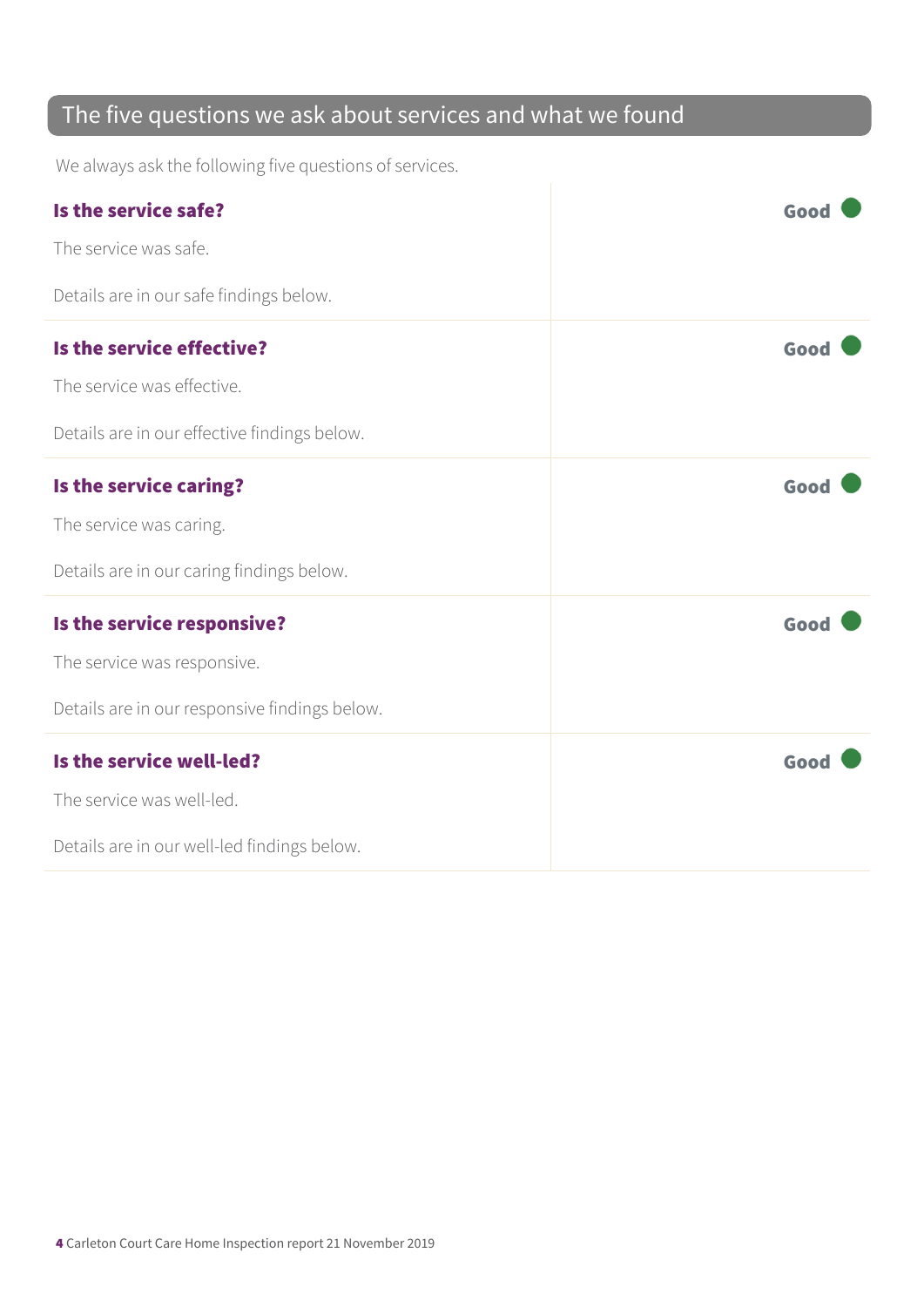## The five questions we ask about services and what we found

We always ask the following five questions of services.

| | |
|---|---|
| **Is the service safe?**<br><br>The service was safe.<br><br>Details are in our safe findings below. | **Good** |
| **Is the service effective?**<br><br>The service was effective.<br><br>Details are in our effective findings below. | **Good** |
| **Is the service caring?**<br><br>The service was caring.<br><br>Details are in our caring findings below. | **Good** |
| **Is the service responsive?**<br><br>The service was responsive.<br><br>Details are in our responsive findings below. | **Good** |
| **Is the service well-led?**<br><br>The service was well-led.<br><br>Details are in our well-led findings below. | **Good** |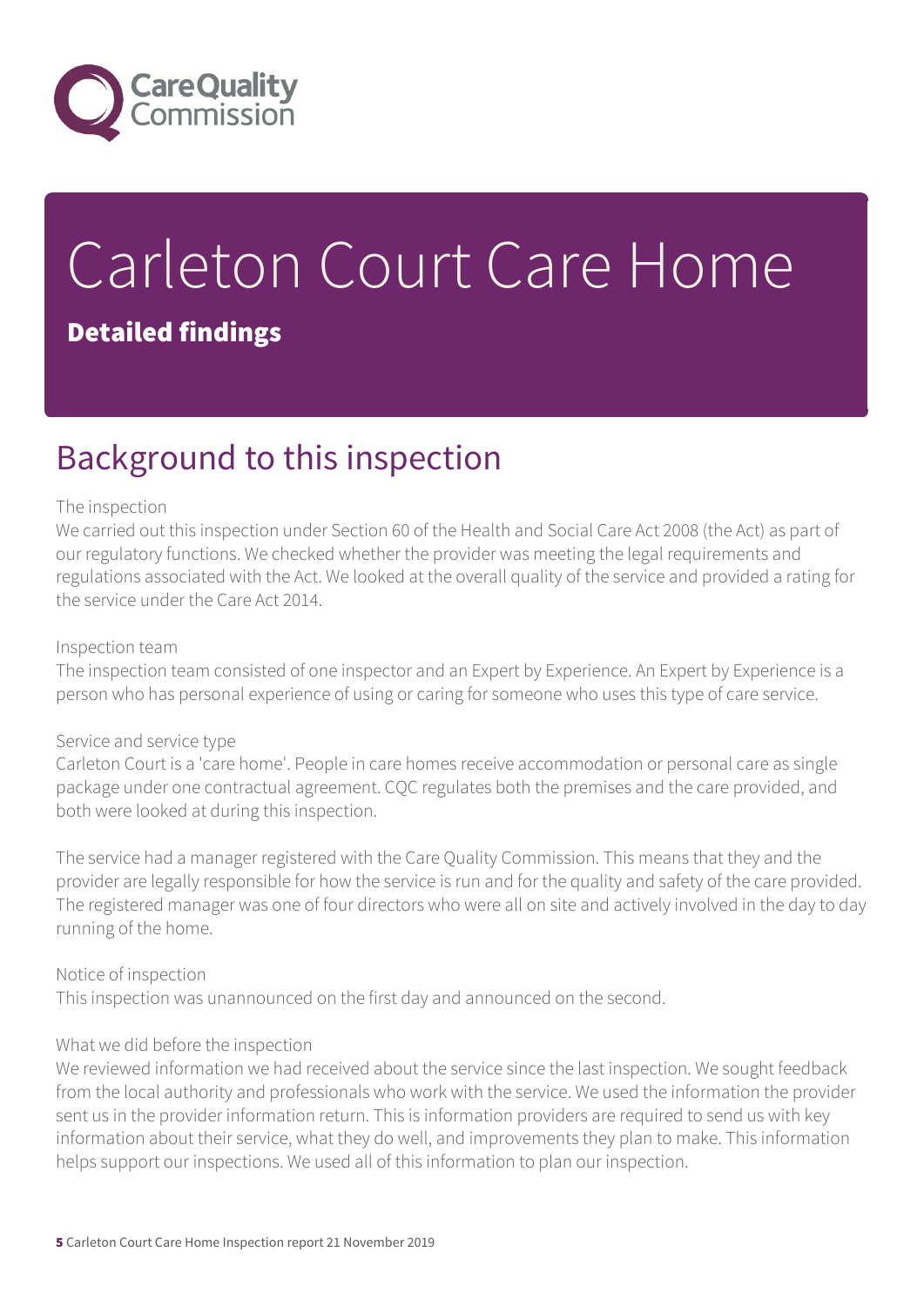# Carleton Court Care Home

**Detailed findings**

## Background to this inspection

The inspection

We carried out this inspection under Section 60 of the Health and Social Care Act 2008 (the Act) as part of our regulatory functions. We checked whether the provider was meeting the legal requirements and regulations associated with the Act. We looked at the overall quality of the service and provided a rating for the service under the Care Act 2014.

Inspection team

The inspection team consisted of one inspector and an Expert by Experience. An Expert by Experience is a person who has personal experience of using or caring for someone who uses this type of care service.

Service and service type

Carleton Court is a 'care home'. People in care homes receive accommodation or personal care as single package under one contractual agreement. CQC regulates both the premises and the care provided, and both were looked at during this inspection.

The service had a manager registered with the Care Quality Commission. This means that they and the provider are legally responsible for how the service is run and for the quality and safety of the care provided. The registered manager was one of four directors who were all on site and actively involved in the day to day running of the home.

Notice of inspection

This inspection was unannounced on the first day and announced on the second.

What we did before the inspection

We reviewed information we had received about the service since the last inspection. We sought feedback from the local authority and professionals who work with the service. We used the information the provider sent us in the provider information return. This is information providers are required to send us with key information about their service, what they do well, and improvements they plan to make. This information helps support our inspections. We used all of this information to plan our inspection.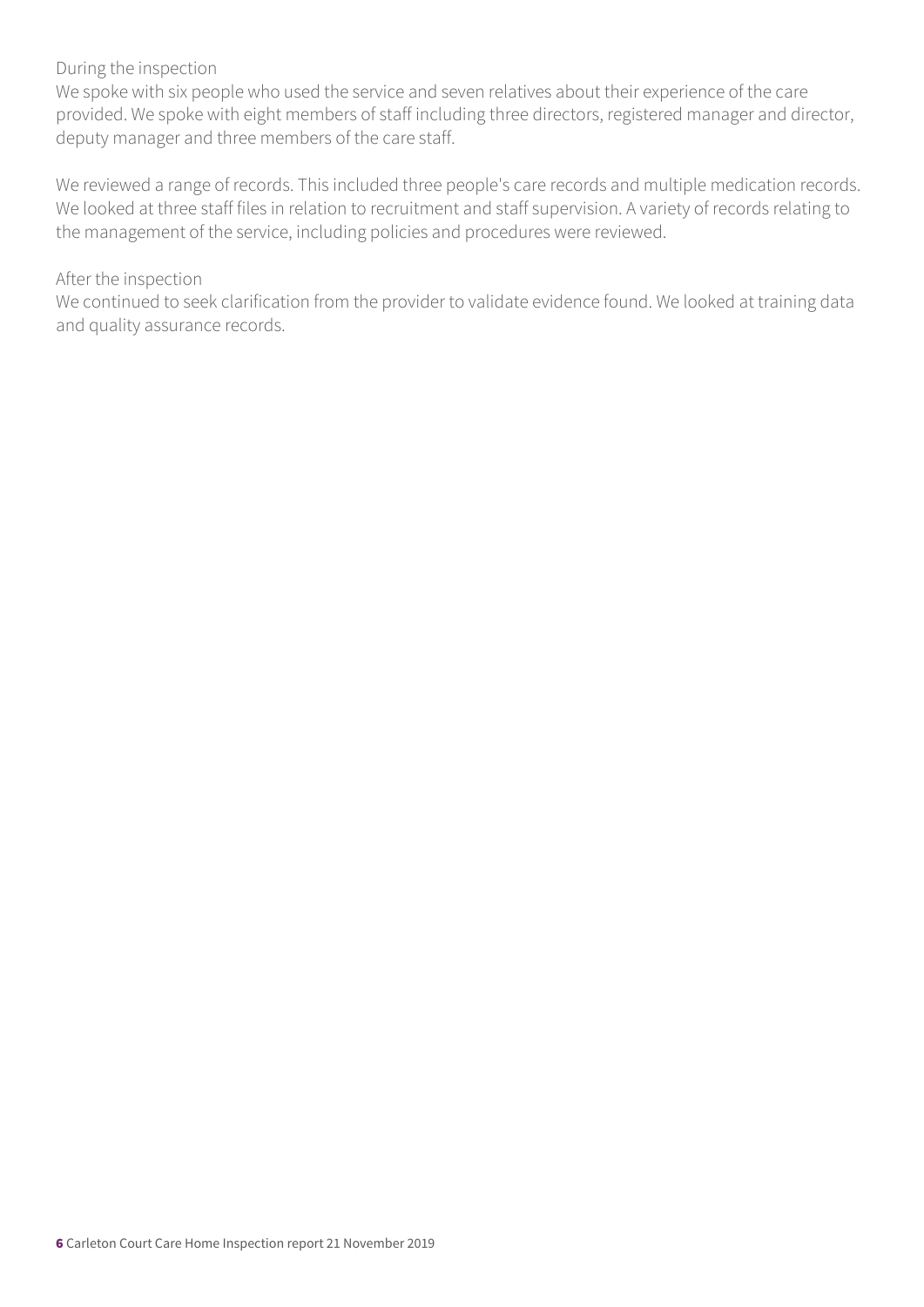During the inspection

We spoke with six people who used the service and seven relatives about their experience of the care provided. We spoke with eight members of staff including three directors, registered manager and director, deputy manager and three members of the care staff.

We reviewed a range of records. This included three people's care records and multiple medication records. We looked at three staff files in relation to recruitment and staff supervision. A variety of records relating to the management of the service, including policies and procedures were reviewed.

After the inspection

We continued to seek clarification from the provider to validate evidence found. We looked at training data and quality assurance records.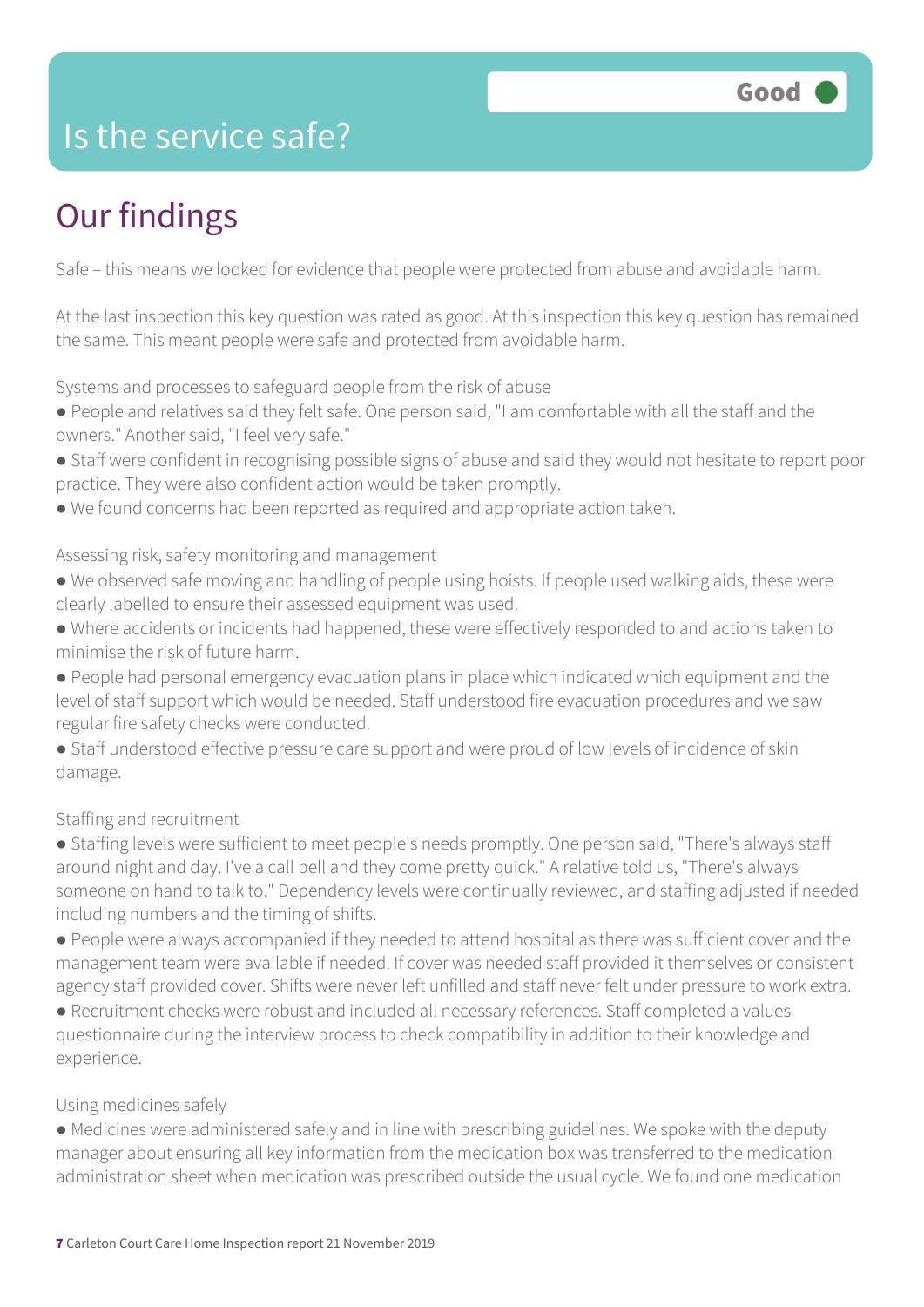# Is the service safe?

**Good**

## Our findings

Safe – this means we looked for evidence that people were protected from abuse and avoidable harm.

At the last inspection this key question was rated as good. At this inspection this key question has remained the same. This meant people were safe and protected from avoidable harm.

Systems and processes to safeguard people from the risk of abuse

- People and relatives said they felt safe. One person said, "I am comfortable with all the staff and the owners." Another said, "I feel very safe."
- Staff were confident in recognising possible signs of abuse and said they would not hesitate to report poor practice. They were also confident action would be taken promptly.
- We found concerns had been reported as required and appropriate action taken.

Assessing risk, safety monitoring and management

- We observed safe moving and handling of people using hoists. If people used walking aids, these were clearly labelled to ensure their assessed equipment was used.
- Where accidents or incidents had happened, these were effectively responded to and actions taken to minimise the risk of future harm.
- People had personal emergency evacuation plans in place which indicated which equipment and the level of staff support which would be needed. Staff understood fire evacuation procedures and we saw regular fire safety checks were conducted.
- Staff understood effective pressure care support and were proud of low levels of incidence of skin damage.

Staffing and recruitment

- Staffing levels were sufficient to meet people's needs promptly. One person said, "There's always staff around night and day. I've a call bell and they come pretty quick." A relative told us, "There's always someone on hand to talk to." Dependency levels were continually reviewed, and staffing adjusted if needed including numbers and the timing of shifts.
- People were always accompanied if they needed to attend hospital as there was sufficient cover and the management team were available if needed. If cover was needed staff provided it themselves or consistent agency staff provided cover. Shifts were never left unfilled and staff never felt under pressure to work extra.
- Recruitment checks were robust and included all necessary references. Staff completed a values questionnaire during the interview process to check compatibility in addition to their knowledge and experience.

Using medicines safely

- Medicines were administered safely and in line with prescribing guidelines. We spoke with the deputy manager about ensuring all key information from the medication box was transferred to the medication administration sheet when medication was prescribed outside the usual cycle. We found one medication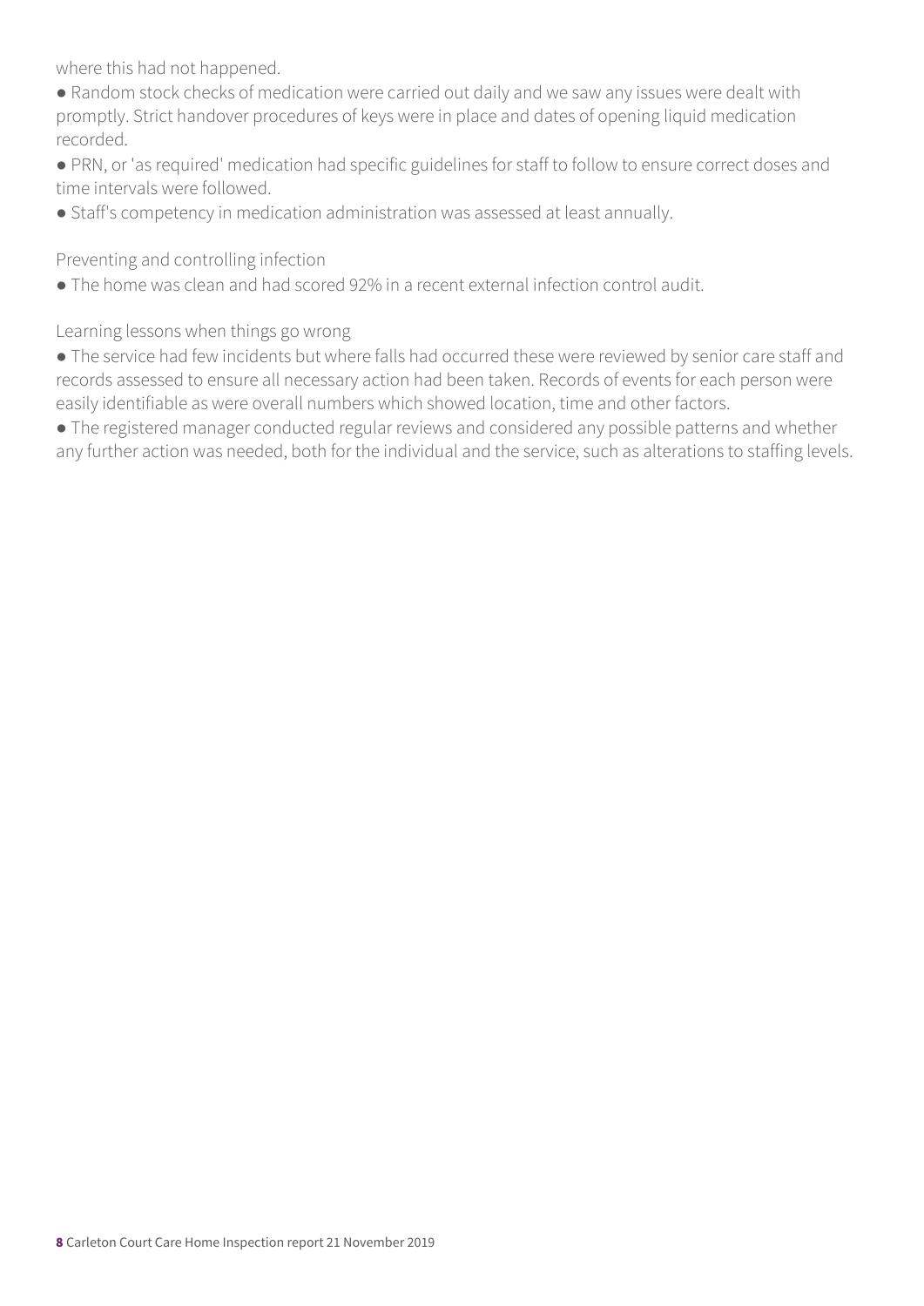where this had not happened.

- Random stock checks of medication were carried out daily and we saw any issues were dealt with promptly. Strict handover procedures of keys were in place and dates of opening liquid medication recorded.
- PRN, or 'as required' medication had specific guidelines for staff to follow to ensure correct doses and time intervals were followed.
- Staff's competency in medication administration was assessed at least annually.

Preventing and controlling infection

- The home was clean and had scored 92% in a recent external infection control audit.

Learning lessons when things go wrong

- The service had few incidents but where falls had occurred these were reviewed by senior care staff and records assessed to ensure all necessary action had been taken. Records of events for each person were easily identifiable as were overall numbers which showed location, time and other factors.
- The registered manager conducted regular reviews and considered any possible patterns and whether any further action was needed, both for the individual and the service, such as alterations to staffing levels.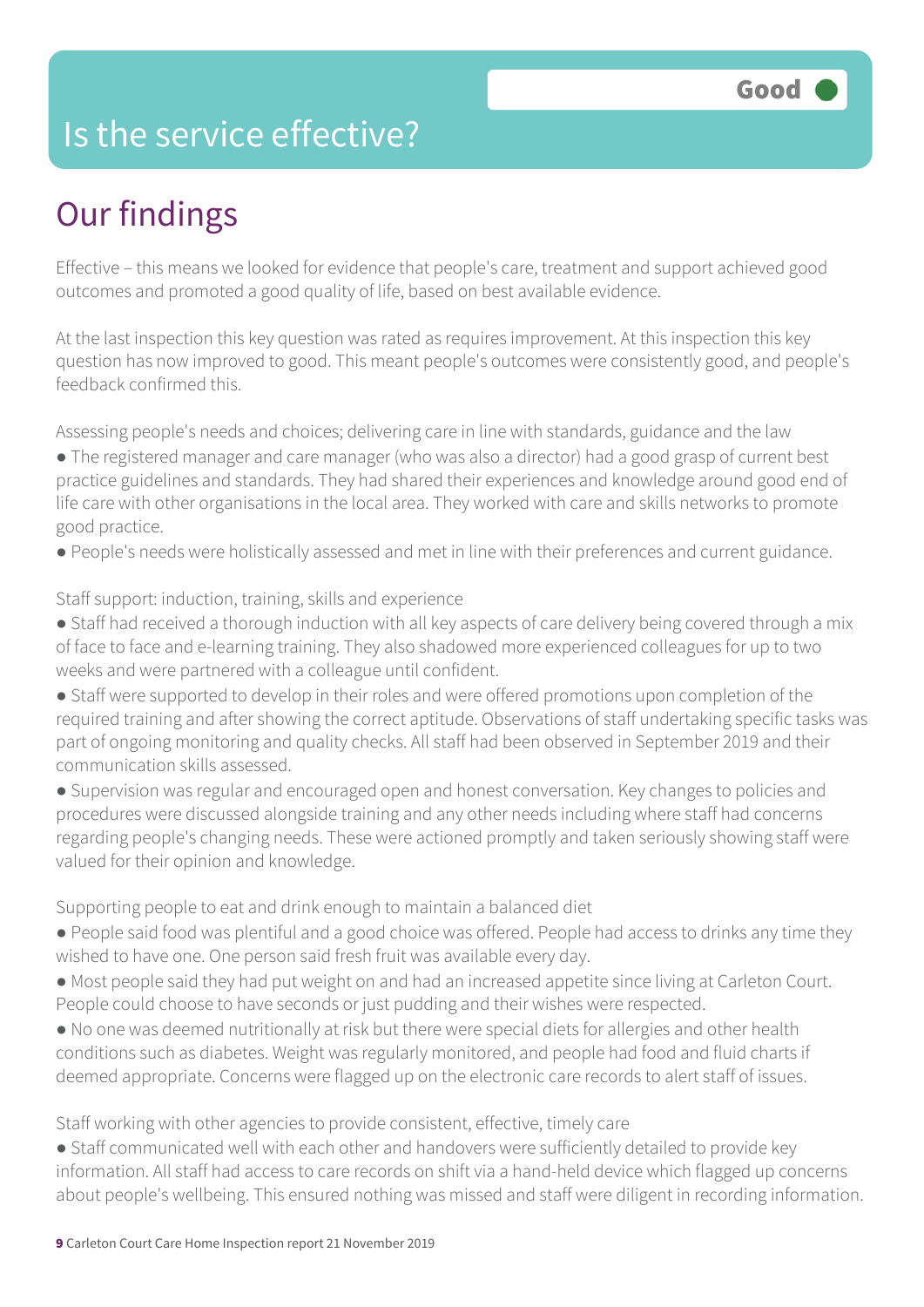# Is the service effective?

Good

## Our findings

Effective – this means we looked for evidence that people's care, treatment and support achieved good outcomes and promoted a good quality of life, based on best available evidence.

At the last inspection this key question was rated as requires improvement. At this inspection this key question has now improved to good. This meant people's outcomes were consistently good, and people's feedback confirmed this.

Assessing people's needs and choices; delivering care in line with standards, guidance and the law

- The registered manager and care manager (who was also a director) had a good grasp of current best practice guidelines and standards. They had shared their experiences and knowledge around good end of life care with other organisations in the local area. They worked with care and skills networks to promote good practice.
- People's needs were holistically assessed and met in line with their preferences and current guidance.

Staff support: induction, training, skills and experience

- Staff had received a thorough induction with all key aspects of care delivery being covered through a mix of face to face and e-learning training. They also shadowed more experienced colleagues for up to two weeks and were partnered with a colleague until confident.
- Staff were supported to develop in their roles and were offered promotions upon completion of the required training and after showing the correct aptitude. Observations of staff undertaking specific tasks was part of ongoing monitoring and quality checks. All staff had been observed in September 2019 and their communication skills assessed.
- Supervision was regular and encouraged open and honest conversation. Key changes to policies and procedures were discussed alongside training and any other needs including where staff had concerns regarding people's changing needs. These were actioned promptly and taken seriously showing staff were valued for their opinion and knowledge.

Supporting people to eat and drink enough to maintain a balanced diet

- People said food was plentiful and a good choice was offered. People had access to drinks any time they wished to have one. One person said fresh fruit was available every day.
- Most people said they had put weight on and had an increased appetite since living at Carleton Court. People could choose to have seconds or just pudding and their wishes were respected.
- No one was deemed nutritionally at risk but there were special diets for allergies and other health conditions such as diabetes. Weight was regularly monitored, and people had food and fluid charts if deemed appropriate. Concerns were flagged up on the electronic care records to alert staff of issues.

Staff working with other agencies to provide consistent, effective, timely care

- Staff communicated well with each other and handovers were sufficiently detailed to provide key information. All staff had access to care records on shift via a hand-held device which flagged up concerns about people's wellbeing. This ensured nothing was missed and staff were diligent in recording information.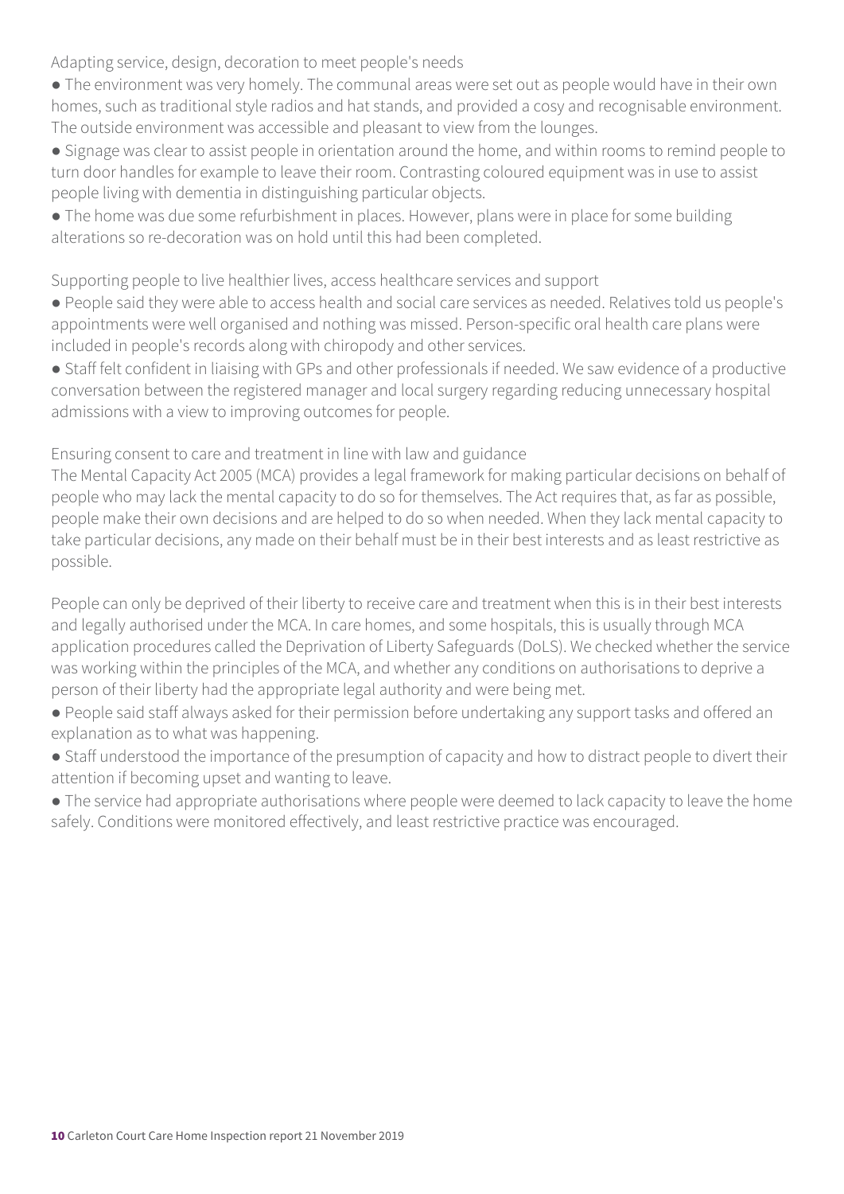### Adapting service, design, decoration to meet people's needs

- The environment was very homely. The communal areas were set out as people would have in their own homes, such as traditional style radios and hat stands, and provided a cosy and recognisable environment. The outside environment was accessible and pleasant to view from the lounges.
- Signage was clear to assist people in orientation around the home, and within rooms to remind people to turn door handles for example to leave their room. Contrasting coloured equipment was in use to assist people living with dementia in distinguishing particular objects.
- The home was due some refurbishment in places. However, plans were in place for some building alterations so re-decoration was on hold until this had been completed.

### Supporting people to live healthier lives, access healthcare services and support

- People said they were able to access health and social care services as needed. Relatives told us people's appointments were well organised and nothing was missed. Person-specific oral health care plans were included in people's records along with chiropody and other services.
- Staff felt confident in liaising with GPs and other professionals if needed. We saw evidence of a productive conversation between the registered manager and local surgery regarding reducing unnecessary hospital admissions with a view to improving outcomes for people.

### Ensuring consent to care and treatment in line with law and guidance

The Mental Capacity Act 2005 (MCA) provides a legal framework for making particular decisions on behalf of people who may lack the mental capacity to do so for themselves. The Act requires that, as far as possible, people make their own decisions and are helped to do so when needed. When they lack mental capacity to take particular decisions, any made on their behalf must be in their best interests and as least restrictive as possible.

People can only be deprived of their liberty to receive care and treatment when this is in their best interests and legally authorised under the MCA. In care homes, and some hospitals, this is usually through MCA application procedures called the Deprivation of Liberty Safeguards (DoLS). We checked whether the service was working within the principles of the MCA, and whether any conditions on authorisations to deprive a person of their liberty had the appropriate legal authority and were being met.

- People said staff always asked for their permission before undertaking any support tasks and offered an explanation as to what was happening.
- Staff understood the importance of the presumption of capacity and how to distract people to divert their attention if becoming upset and wanting to leave.
- The service had appropriate authorisations where people were deemed to lack capacity to leave the home safely. Conditions were monitored effectively, and least restrictive practice was encouraged.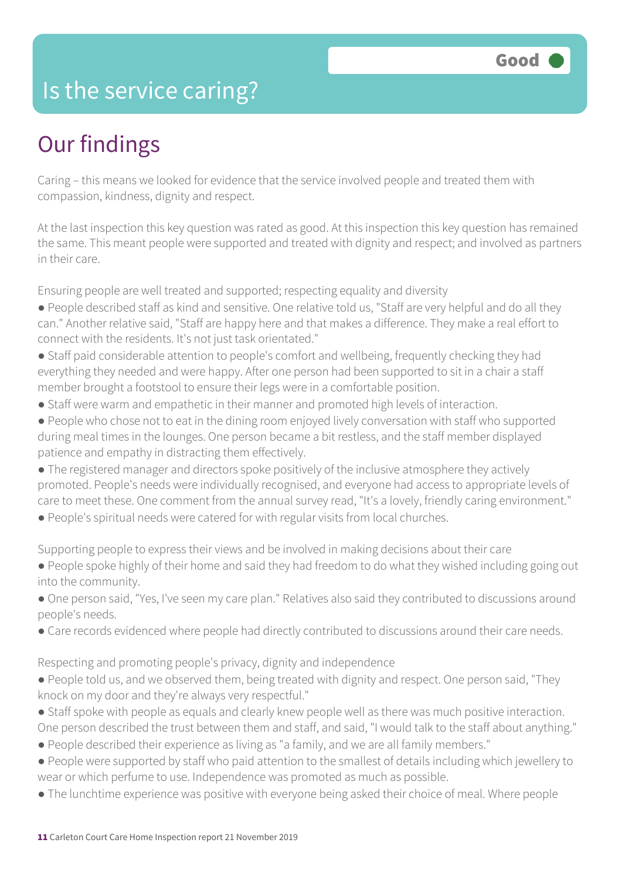# Is the service caring?

Good

## Our findings

Caring – this means we looked for evidence that the service involved people and treated them with compassion, kindness, dignity and respect.

At the last inspection this key question was rated as good. At this inspection this key question has remained the same. This meant people were supported and treated with dignity and respect; and involved as partners in their care.

Ensuring people are well treated and supported; respecting equality and diversity

- People described staff as kind and sensitive. One relative told us, "Staff are very helpful and do all they can." Another relative said, "Staff are happy here and that makes a difference. They make a real effort to connect with the residents. It's not just task orientated."
- Staff paid considerable attention to people's comfort and wellbeing, frequently checking they had everything they needed and were happy. After one person had been supported to sit in a chair a staff member brought a footstool to ensure their legs were in a comfortable position.
- Staff were warm and empathetic in their manner and promoted high levels of interaction.
- People who chose not to eat in the dining room enjoyed lively conversation with staff who supported during meal times in the lounges. One person became a bit restless, and the staff member displayed patience and empathy in distracting them effectively.
- The registered manager and directors spoke positively of the inclusive atmosphere they actively promoted. People's needs were individually recognised, and everyone had access to appropriate levels of care to meet these. One comment from the annual survey read, "It's a lovely, friendly caring environment."
- People's spiritual needs were catered for with regular visits from local churches.

Supporting people to express their views and be involved in making decisions about their care

- People spoke highly of their home and said they had freedom to do what they wished including going out into the community.
- One person said, "Yes, I've seen my care plan." Relatives also said they contributed to discussions around people's needs.
- Care records evidenced where people had directly contributed to discussions around their care needs.

Respecting and promoting people's privacy, dignity and independence

- People told us, and we observed them, being treated with dignity and respect. One person said, "They knock on my door and they're always very respectful."
- Staff spoke with people as equals and clearly knew people well as there was much positive interaction. One person described the trust between them and staff, and said, "I would talk to the staff about anything."
- People described their experience as living as "a family, and we are all family members."
- People were supported by staff who paid attention to the smallest of details including which jewellery to wear or which perfume to use. Independence was promoted as much as possible.
- The lunchtime experience was positive with everyone being asked their choice of meal. Where people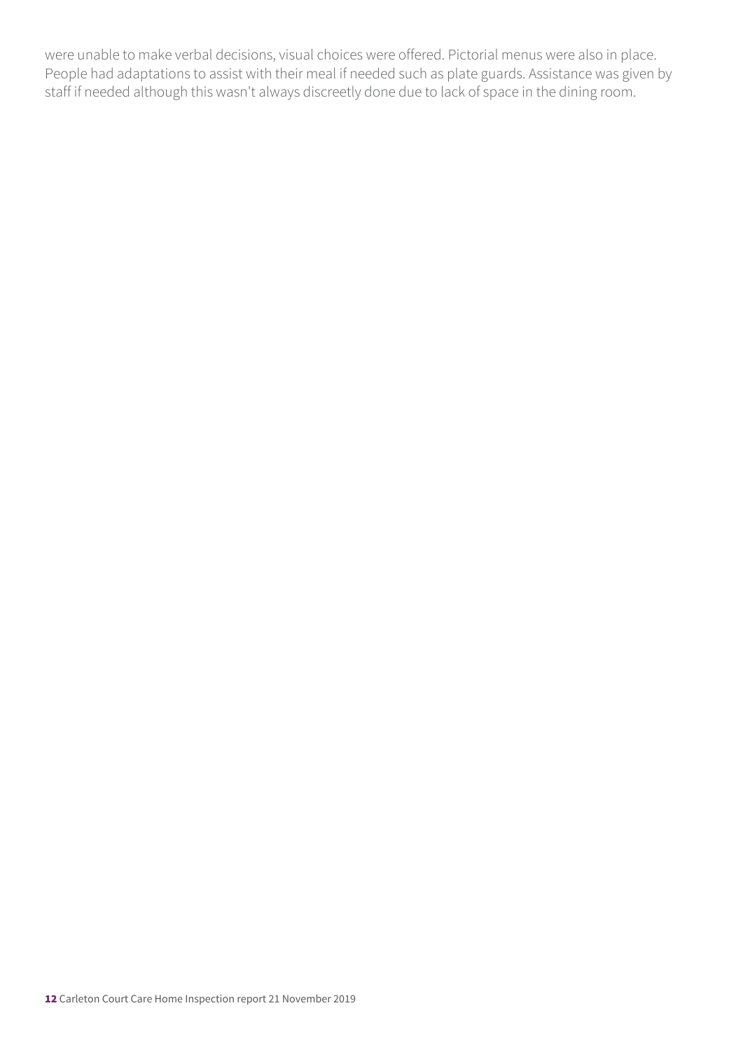were unable to make verbal decisions, visual choices were offered. Pictorial menus were also in place. People had adaptations to assist with their meal if needed such as plate guards. Assistance was given by staff if needed although this wasn't always discreetly done due to lack of space in the dining room.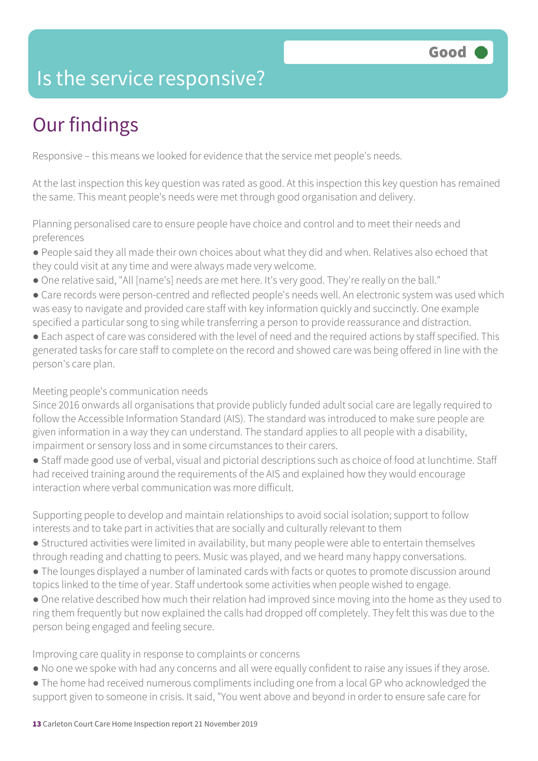# Is the service responsive?

**Good**

## Our findings

Responsive – this means we looked for evidence that the service met people's needs.

At the last inspection this key question was rated as good. At this inspection this key question has remained the same. This meant people's needs were met through good organisation and delivery.

Planning personalised care to ensure people have choice and control and to meet their needs and preferences

- People said they all made their own choices about what they did and when. Relatives also echoed that they could visit at any time and were always made very welcome.
- One relative said, "All [name's] needs are met here. It's very good. They're really on the ball."
- Care records were person-centred and reflected people's needs well. An electronic system was used which was easy to navigate and provided care staff with key information quickly and succinctly. One example specified a particular song to sing while transferring a person to provide reassurance and distraction.
- Each aspect of care was considered with the level of need and the required actions by staff specified. This generated tasks for care staff to complete on the record and showed care was being offered in line with the person's care plan.

Meeting people's communication needs

Since 2016 onwards all organisations that provide publicly funded adult social care are legally required to follow the Accessible Information Standard (AIS). The standard was introduced to make sure people are given information in a way they can understand. The standard applies to all people with a disability, impairment or sensory loss and in some circumstances to their carers.

- Staff made good use of verbal, visual and pictorial descriptions such as choice of food at lunchtime. Staff had received training around the requirements of the AIS and explained how they would encourage interaction where verbal communication was more difficult.

Supporting people to develop and maintain relationships to avoid social isolation; support to follow interests and to take part in activities that are socially and culturally relevant to them

- Structured activities were limited in availability, but many people were able to entertain themselves through reading and chatting to peers. Music was played, and we heard many happy conversations.
- The lounges displayed a number of laminated cards with facts or quotes to promote discussion around topics linked to the time of year. Staff undertook some activities when people wished to engage.
- One relative described how much their relation had improved since moving into the home as they used to ring them frequently but now explained the calls had dropped off completely. They felt this was due to the person being engaged and feeling secure.

Improving care quality in response to complaints or concerns

- No one we spoke with had any concerns and all were equally confident to raise any issues if they arose.
- The home had received numerous compliments including one from a local GP who acknowledged the support given to someone in crisis. It said, "You went above and beyond in order to ensure safe care for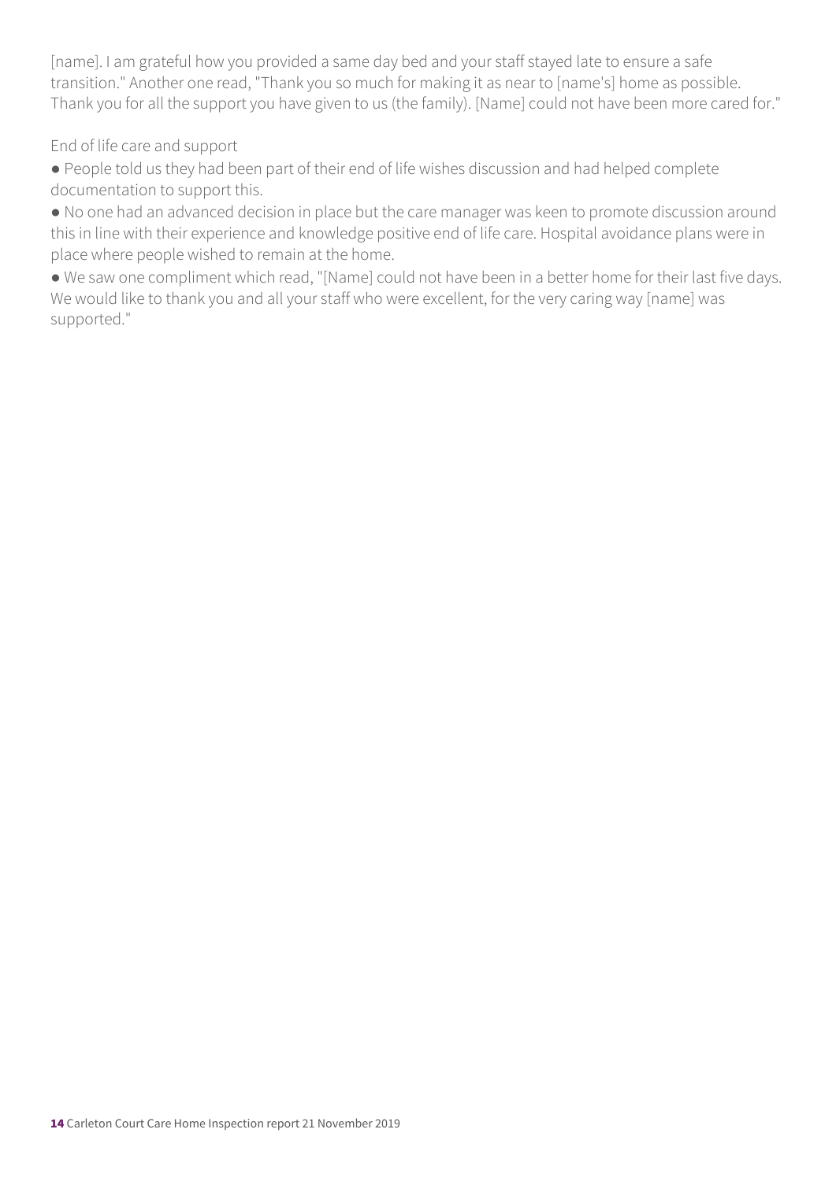[name]. I am grateful how you provided a same day bed and your staff stayed late to ensure a safe transition." Another one read, "Thank you so much for making it as near to [name's] home as possible. Thank you for all the support you have given to us (the family). [Name] could not have been more cared for."

End of life care and support

- People told us they had been part of their end of life wishes discussion and had helped complete documentation to support this.
- No one had an advanced decision in place but the care manager was keen to promote discussion around this in line with their experience and knowledge positive end of life care. Hospital avoidance plans were in place where people wished to remain at the home.
- We saw one compliment which read, "[Name] could not have been in a better home for their last five days. We would like to thank you and all your staff who were excellent, for the very caring way [name] was supported."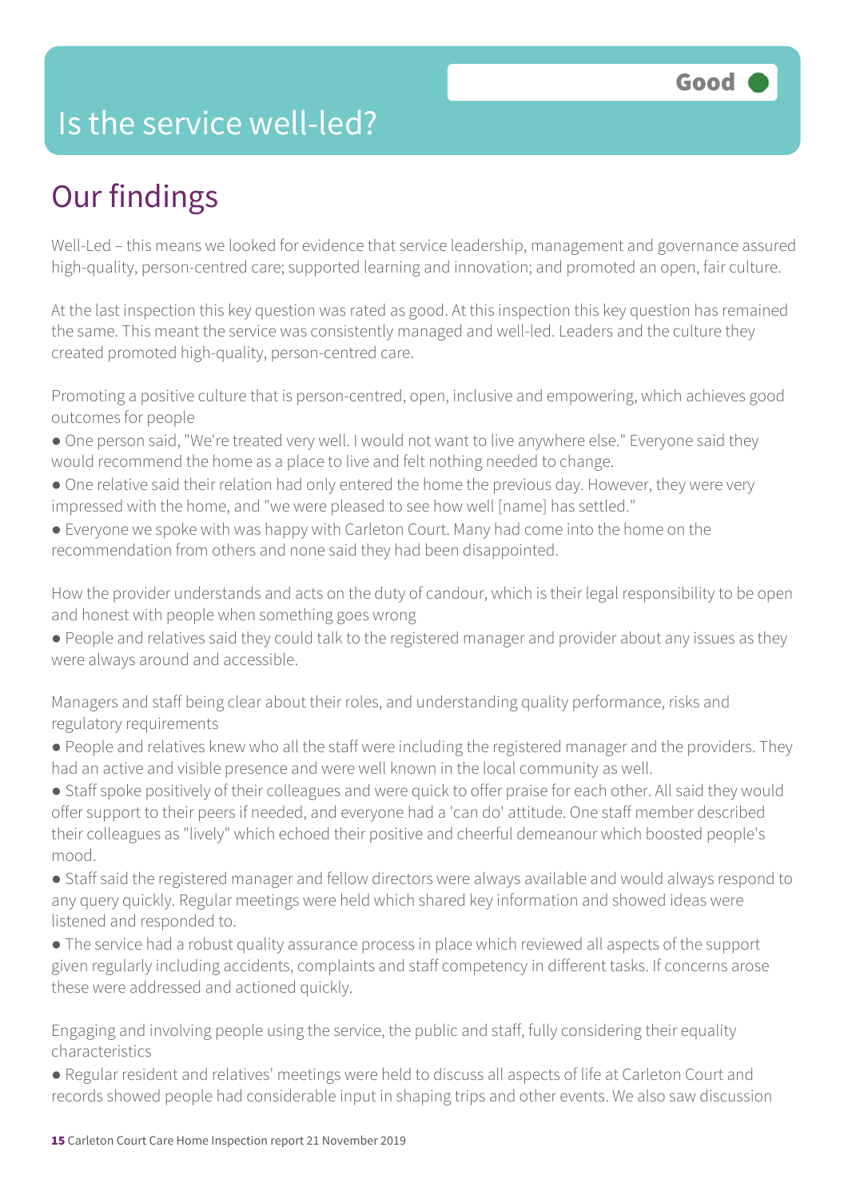## Is the service well-led?

Good

# Our findings

Well-Led – this means we looked for evidence that service leadership, management and governance assured high-quality, person-centred care; supported learning and innovation; and promoted an open, fair culture.

At the last inspection this key question was rated as good. At this inspection this key question has remained the same. This meant the service was consistently managed and well-led. Leaders and the culture they created promoted high-quality, person-centred care.

Promoting a positive culture that is person-centred, open, inclusive and empowering, which achieves good outcomes for people

- One person said, "We're treated very well. I would not want to live anywhere else." Everyone said they would recommend the home as a place to live and felt nothing needed to change.
- One relative said their relation had only entered the home the previous day. However, they were very impressed with the home, and "we were pleased to see how well [name] has settled."
- Everyone we spoke with was happy with Carleton Court. Many had come into the home on the recommendation from others and none said they had been disappointed.

How the provider understands and acts on the duty of candour, which is their legal responsibility to be open and honest with people when something goes wrong

- People and relatives said they could talk to the registered manager and provider about any issues as they were always around and accessible.

Managers and staff being clear about their roles, and understanding quality performance, risks and regulatory requirements

- People and relatives knew who all the staff were including the registered manager and the providers. They had an active and visible presence and were well known in the local community as well.
- Staff spoke positively of their colleagues and were quick to offer praise for each other. All said they would offer support to their peers if needed, and everyone had a 'can do' attitude. One staff member described their colleagues as "lively" which echoed their positive and cheerful demeanour which boosted people's mood.
- Staff said the registered manager and fellow directors were always available and would always respond to any query quickly. Regular meetings were held which shared key information and showed ideas were listened and responded to.
- The service had a robust quality assurance process in place which reviewed all aspects of the support given regularly including accidents, complaints and staff competency in different tasks. If concerns arose these were addressed and actioned quickly.

Engaging and involving people using the service, the public and staff, fully considering their equality characteristics

- Regular resident and relatives' meetings were held to discuss all aspects of life at Carleton Court and records showed people had considerable input in shaping trips and other events. We also saw discussion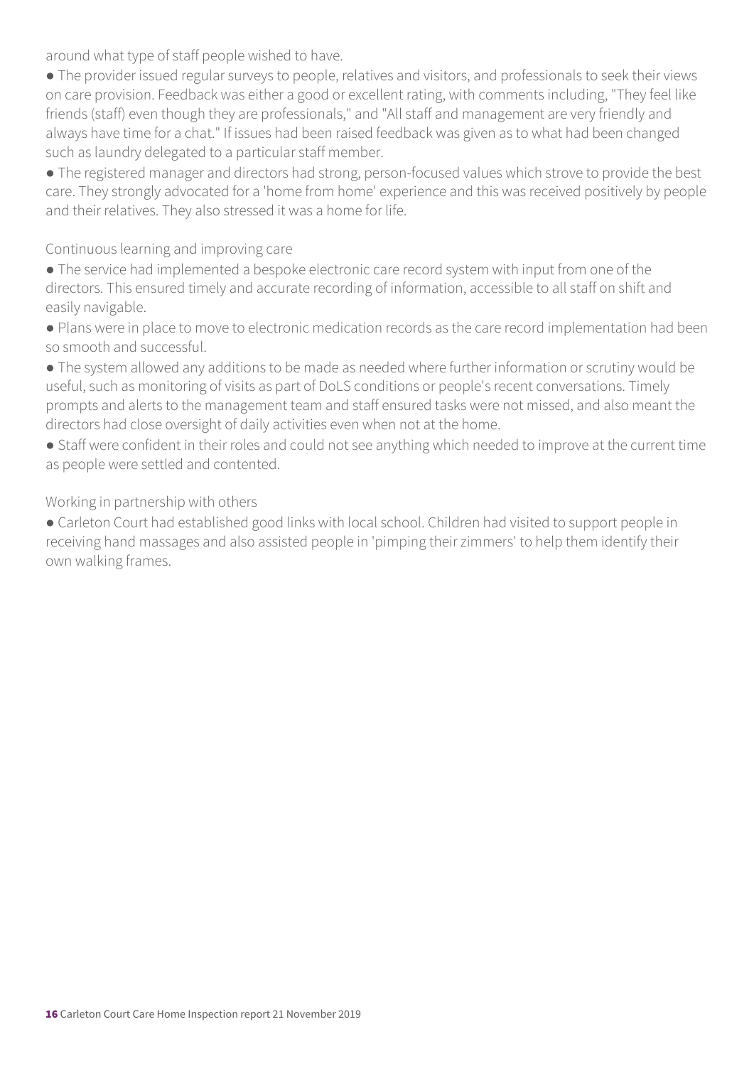around what type of staff people wished to have.

- The provider issued regular surveys to people, relatives and visitors, and professionals to seek their views on care provision. Feedback was either a good or excellent rating, with comments including, "They feel like friends (staff) even though they are professionals," and "All staff and management are very friendly and always have time for a chat." If issues had been raised feedback was given as to what had been changed such as laundry delegated to a particular staff member.
- The registered manager and directors had strong, person-focused values which strove to provide the best care. They strongly advocated for a 'home from home' experience and this was received positively by people and their relatives. They also stressed it was a home for life.

Continuous learning and improving care

- The service had implemented a bespoke electronic care record system with input from one of the directors. This ensured timely and accurate recording of information, accessible to all staff on shift and easily navigable.
- Plans were in place to move to electronic medication records as the care record implementation had been so smooth and successful.
- The system allowed any additions to be made as needed where further information or scrutiny would be useful, such as monitoring of visits as part of DoLS conditions or people's recent conversations. Timely prompts and alerts to the management team and staff ensured tasks were not missed, and also meant the directors had close oversight of daily activities even when not at the home.
- Staff were confident in their roles and could not see anything which needed to improve at the current time as people were settled and contented.

Working in partnership with others

- Carleton Court had established good links with local school. Children had visited to support people in receiving hand massages and also assisted people in 'pimping their zimmers' to help them identify their own walking frames.